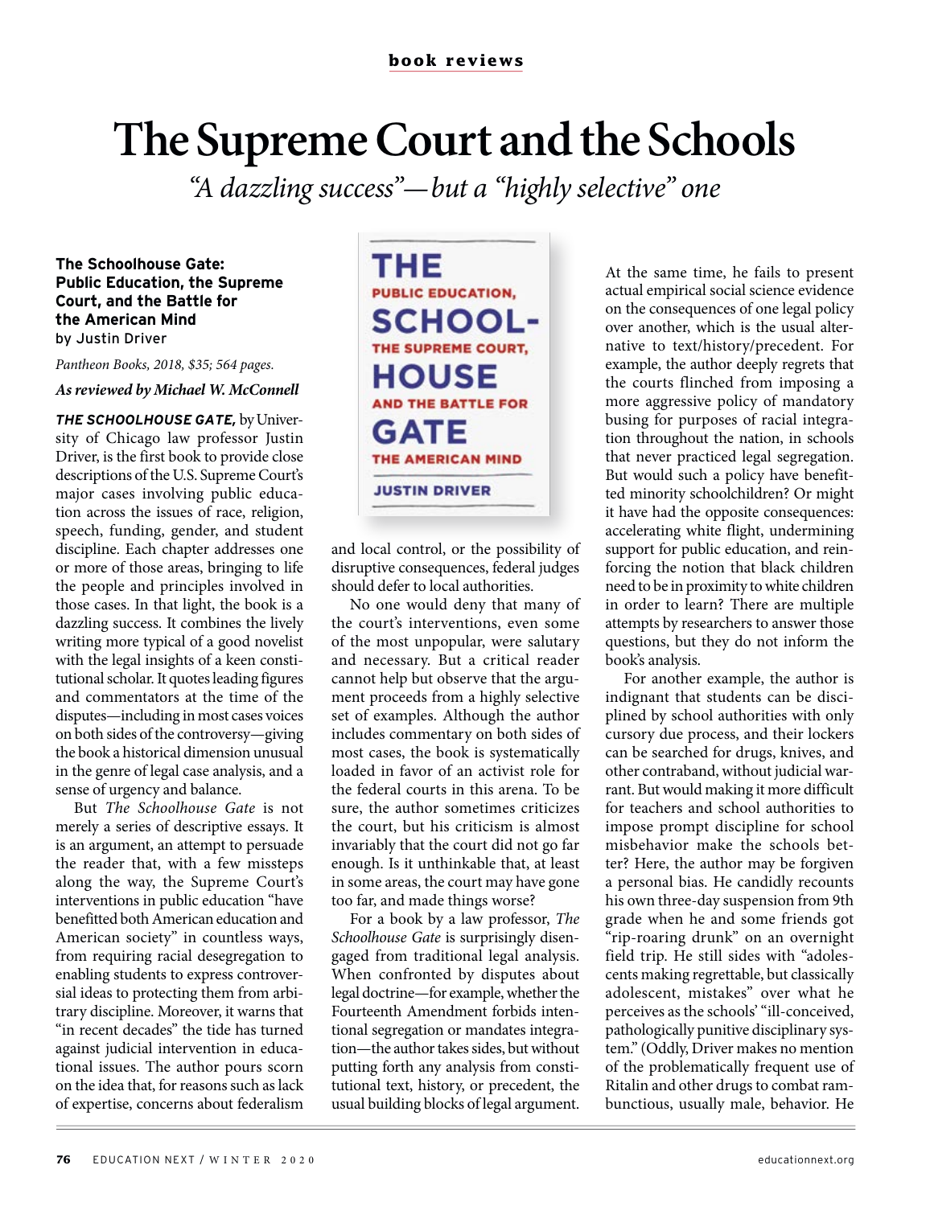book reviews

# The Supreme Court and the Schools

*"A dazzling success"—but a "highly selective" one*

**The Schoolhouse Gate: Public Education, the Supreme Court, and the Battle for the American Mind**
by Justin Driver

*Pantheon Books, 2018, $35; 564 pages.*

***As reviewed by Michael W. McConnell***

***THE SCHOOLHOUSE GATE,*** by University of Chicago law professor Justin Driver, is the first book to provide close descriptions of the U.S. Supreme Court's major cases involving public education across the issues of race, religion, speech, funding, gender, and student discipline. Each chapter addresses one or more of those areas, bringing to life the people and principles involved in those cases. In that light, the book is a dazzling success. It combines the lively writing more typical of a good novelist with the legal insights of a keen constitutional scholar. It quotes leading figures and commentators at the time of the disputes—including in most cases voices on both sides of the controversy—giving the book a historical dimension unusual in the genre of legal case analysis, and a sense of urgency and balance.

But *The Schoolhouse Gate* is not merely a series of descriptive essays. It is an argument, an attempt to persuade the reader that, with a few missteps along the way, the Supreme Court's interventions in public education "have benefitted both American education and American society" in countless ways, from requiring racial desegregation to enabling students to express controversial ideas to protecting them from arbitrary discipline. Moreover, it warns that "in recent decades" the tide has turned against judicial intervention in educational issues. The author pours scorn on the idea that, for reasons such as lack of expertise, concerns about federalism and local control, or the possibility of disruptive consequences, federal judges should defer to local authorities.

No one would deny that many of the court's interventions, even some of the most unpopular, were salutary and necessary. But a critical reader cannot help but observe that the argument proceeds from a highly selective set of examples. Although the author includes commentary on both sides of most cases, the book is systematically loaded in favor of an activist role for the federal courts in this arena. To be sure, the author sometimes criticizes the court, but his criticism is almost invariably that the court did not go far enough. Is it unthinkable that, at least in some areas, the court may have gone too far, and made things worse?

For a book by a law professor, *The Schoolhouse Gate* is surprisingly disengaged from traditional legal analysis. When confronted by disputes about legal doctrine—for example, whether the Fourteenth Amendment forbids intentional segregation or mandates integration—the author takes sides, but without putting forth any analysis from constitutional text, history, or precedent, the usual building blocks of legal argument. At the same time, he fails to present actual empirical social science evidence on the consequences of one legal policy over another, which is the usual alternative to text/history/precedent. For example, the author deeply regrets that the courts flinched from imposing a more aggressive policy of mandatory busing for purposes of racial integration throughout the nation, in schools that never practiced legal segregation. But would such a policy have benefitted minority schoolchildren? Or might it have had the opposite consequences: accelerating white flight, undermining support for public education, and reinforcing the notion that black children need to be in proximity to white children in order to learn? There are multiple attempts by researchers to answer those questions, but they do not inform the book's analysis.

For another example, the author is indignant that students can be disciplined by school authorities with only cursory due process, and their lockers can be searched for drugs, knives, and other contraband, without judicial warrant. But would making it more difficult for teachers and school authorities to impose prompt discipline for school misbehavior make the schools better? Here, the author may be forgiven a personal bias. He candidly recounts his own three-day suspension from 9th grade when he and some friends got "rip-roaring drunk" on an overnight field trip. He still sides with "adolescents making regrettable, but classically adolescent, mistakes" over what he perceives as the schools' "ill-conceived, pathologically punitive disciplinary system." (Oddly, Driver makes no mention of the problematically frequent use of Ritalin and other drugs to combat rambunctious, usually male, behavior. He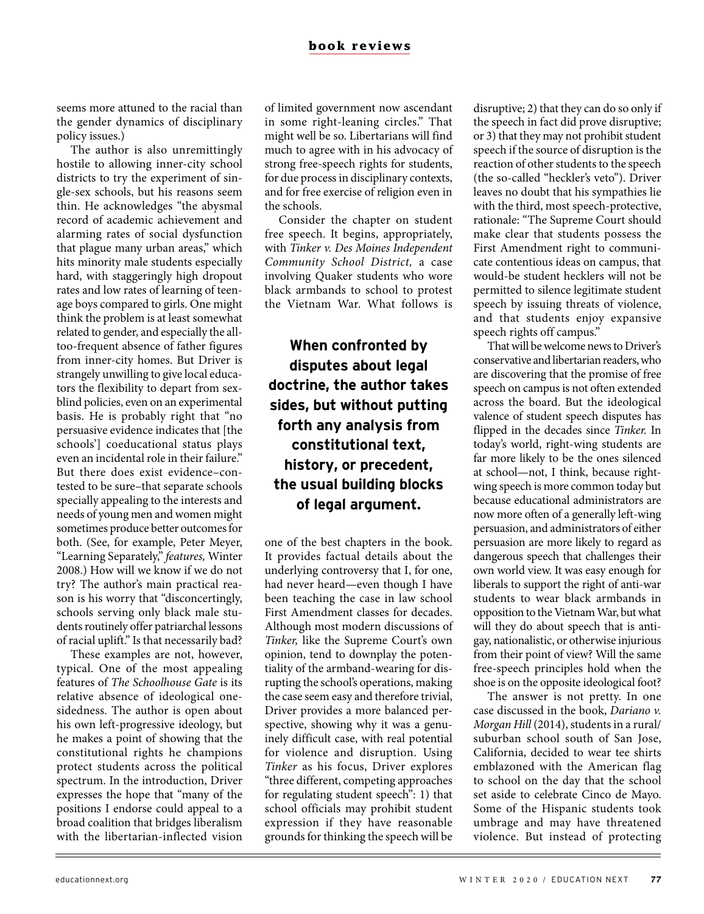seems more attuned to the racial than the gender dynamics of disciplinary policy issues.)

The author is also unremittingly hostile to allowing inner-city school districts to try the experiment of single-sex schools, but his reasons seem thin. He acknowledges "the abysmal record of academic achievement and alarming rates of social dysfunction that plague many urban areas," which hits minority male students especially hard, with staggeringly high dropout rates and low rates of learning of teenage boys compared to girls. One might think the problem is at least somewhat related to gender, and especially the all-too-frequent absence of father figures from inner-city homes. But Driver is strangely unwilling to give local educators the flexibility to depart from sex-blind policies, even on an experimental basis. He is probably right that "no persuasive evidence indicates that [the schools'] coeducational status plays even an incidental role in their failure." But there does exist evidence–contested to be sure–that separate schools specially appealing to the interests and needs of young men and women might sometimes produce better outcomes for both. (See, for example, Peter Meyer, "Learning Separately," *features,* Winter 2008.) How will we know if we do not try? The author's main practical reason is his worry that "disconcertingly, schools serving only black male students routinely offer patriarchal lessons of racial uplift." Is that necessarily bad?

These examples are not, however, typical. One of the most appealing features of *The Schoolhouse Gate* is its relative absence of ideological one-sidedness. The author is open about his own left-progressive ideology, but he makes a point of showing that the constitutional rights he champions protect students across the political spectrum. In the introduction, Driver expresses the hope that "many of the positions I endorse could appeal to a broad coalition that bridges liberalism with the libertarian-inflected vision of limited government now ascendant in some right-leaning circles." That might well be so. Libertarians will find much to agree with in his advocacy of strong free-speech rights for students, for due process in disciplinary contexts, and for free exercise of religion even in the schools.

Consider the chapter on student free speech. It begins, appropriately, with *Tinker v. Des Moines Independent Community School District,* a case involving Quaker students who wore black armbands to school to protest the Vietnam War. What follows is one of the best chapters in the book. It provides factual details about the underlying controversy that I, for one, had never heard—even though I have been teaching the case in law school First Amendment classes for decades. Although most modern discussions of *Tinker,* like the Supreme Court's own opinion, tend to downplay the potentiality of the armband-wearing for disrupting the school's operations, making the case seem easy and therefore trivial, Driver provides a more balanced perspective, showing why it was a genuinely difficult case, with real potential for violence and disruption. Using *Tinker* as his focus, Driver explores "three different, competing approaches for regulating student speech": 1) that school officials may prohibit student expression if they have reasonable grounds for thinking the speech will be disruptive; 2) that they can do so only if the speech in fact did prove disruptive; or 3) that they may not prohibit student speech if the source of disruption is the reaction of other students to the speech (the so-called "heckler's veto"). Driver leaves no doubt that his sympathies lie with the third, most speech-protective, rationale: "The Supreme Court should make clear that students possess the First Amendment right to communicate contentious ideas on campus, that would-be student hecklers will not be permitted to silence legitimate student speech by issuing threats of violence, and that students enjoy expansive speech rights off campus."

**When confronted by disputes about legal doctrine, the author takes sides, but without putting forth any analysis from constitutional text, history, or precedent, the usual building blocks of legal argument.**

That will be welcome news to Driver's conservative and libertarian readers, who are discovering that the promise of free speech on campus is not often extended across the board. But the ideological valence of student speech disputes has flipped in the decades since *Tinker.* In today's world, right-wing students are far more likely to be the ones silenced at school—not, I think, because right-wing speech is more common today but because educational administrators are now more often of a generally left-wing persuasion, and administrators of either persuasion are more likely to regard as dangerous speech that challenges their own world view. It was easy enough for liberals to support the right of anti-war students to wear black armbands in opposition to the Vietnam War, but what will they do about speech that is anti-gay, nationalistic, or otherwise injurious from their point of view? Will the same free-speech principles hold when the shoe is on the opposite ideological foot?

The answer is not pretty. In one case discussed in the book, *Dariano v. Morgan Hill* (2014), students in a rural/suburban school south of San Jose, California, decided to wear tee shirts emblazoned with the American flag to school on the day that the school set aside to celebrate Cinco de Mayo. Some of the Hispanic students took umbrage and may have threatened violence. But instead of protecting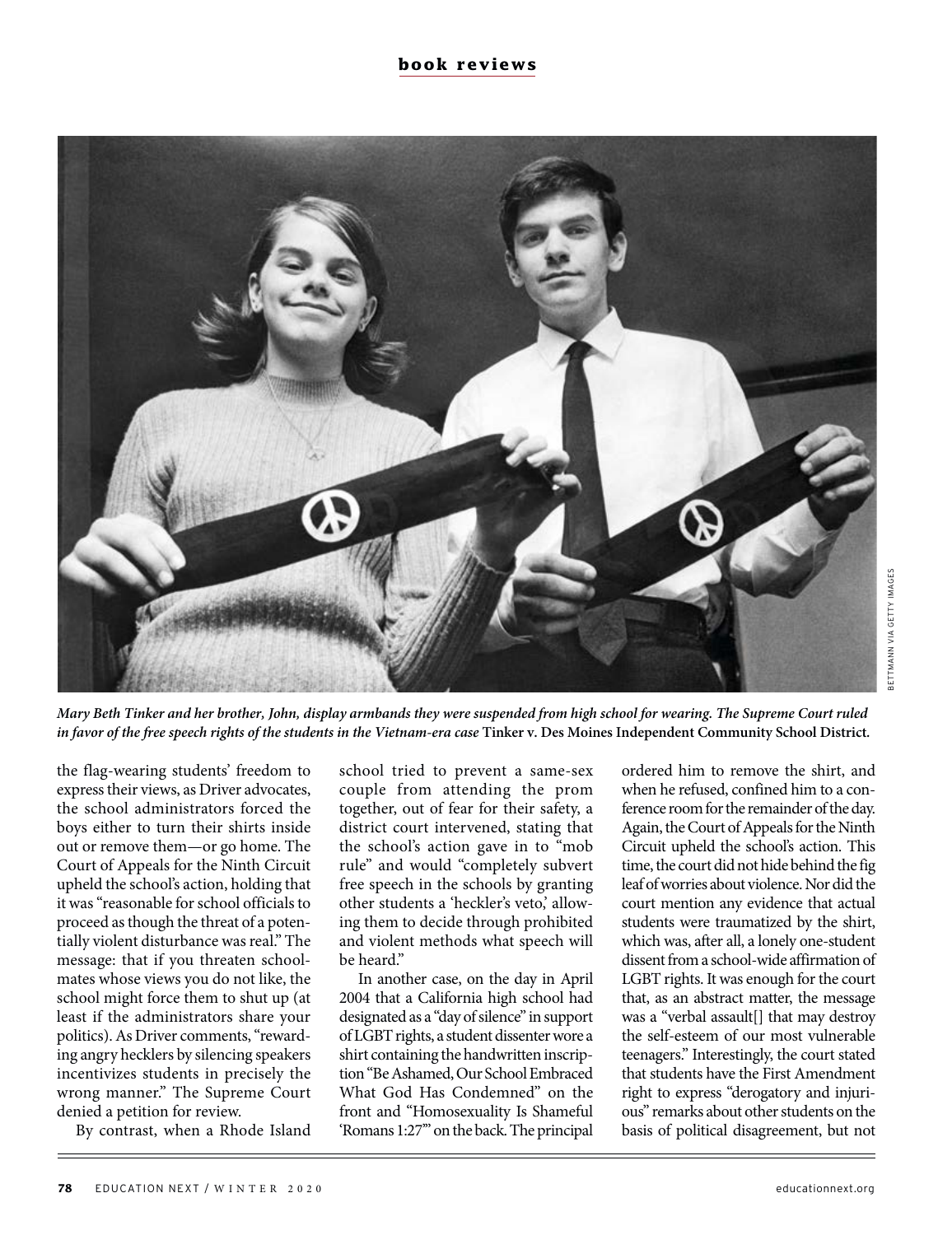*Mary Beth Tinker and her brother, John, display armbands they were suspended from high school for wearing. The Supreme Court ruled in favor of the free speech rights of the students in the Vietnam-era case* **Tinker v. Des Moines Independent Community School District.**

the flag-wearing students' freedom to express their views, as Driver advocates, the school administrators forced the boys either to turn their shirts inside out or remove them—or go home. The Court of Appeals for the Ninth Circuit upheld the school's action, holding that it was "reasonable for school officials to proceed as though the threat of a potentially violent disturbance was real." The message: that if you threaten schoolmates whose views you do not like, the school might force them to shut up (at least if the administrators share your politics). As Driver comments, "rewarding angry hecklers by silencing speakers incentivizes students in precisely the wrong manner." The Supreme Court denied a petition for review.

By contrast, when a Rhode Island school tried to prevent a same-sex couple from attending the prom together, out of fear for their safety, a district court intervened, stating that the school's action gave in to "mob rule" and would "completely subvert free speech in the schools by granting other students a 'heckler's veto,' allowing them to decide through prohibited and violent methods what speech will be heard."

In another case, on the day in April 2004 that a California high school had designated as a "day of silence" in support of LGBT rights, a student dissenter wore a shirt containing the handwritten inscription "Be Ashamed, Our School Embraced What God Has Condemned" on the front and "Homosexuality Is Shameful 'Romans 1:27'" on the back. The principal ordered him to remove the shirt, and when he refused, confined him to a conference room for the remainder of the day. Again, the Court of Appeals for the Ninth Circuit upheld the school's action. This time, the court did not hide behind the fig leaf of worries about violence. Nor did the court mention any evidence that actual students were traumatized by the shirt, which was, after all, a lonely one-student dissent from a school-wide affirmation of LGBT rights. It was enough for the court that, as an abstract matter, the message was a "verbal assault[] that may destroy the self-esteem of our most vulnerable teenagers." Interestingly, the court stated that students have the First Amendment right to express "derogatory and injurious" remarks about other students on the basis of political disagreement, but not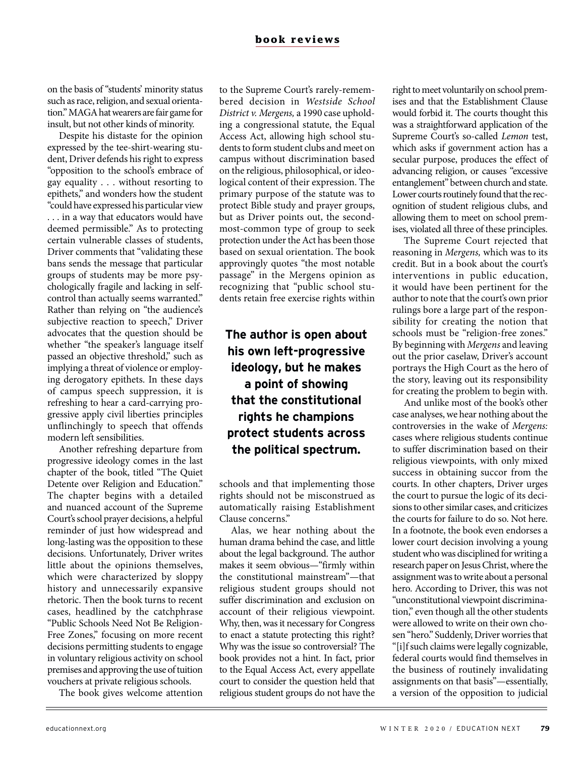on the basis of "students' minority status such as race, religion, and sexual orientation." MAGA hat wearers are fair game for insult, but not other kinds of minority.

Despite his distaste for the opinion expressed by the tee-shirt-wearing student, Driver defends his right to express "opposition to the school's embrace of gay equality . . . without resorting to epithets," and wonders how the student "could have expressed his particular view . . . in a way that educators would have deemed permissible." As to protecting certain vulnerable classes of students, Driver comments that "validating these bans sends the message that particular groups of students may be more psychologically fragile and lacking in self-control than actually seems warranted." Rather than relying on "the audience's subjective reaction to speech," Driver advocates that the question should be whether "the speaker's language itself passed an objective threshold," such as implying a threat of violence or employing derogatory epithets. In these days of campus speech suppression, it is refreshing to hear a card-carrying progressive apply civil liberties principles unflinchingly to speech that offends modern left sensibilities.

Another refreshing departure from progressive ideology comes in the last chapter of the book, titled "The Quiet Detente over Religion and Education." The chapter begins with a detailed and nuanced account of the Supreme Court's school prayer decisions, a helpful reminder of just how widespread and long-lasting was the opposition to these decisions. Unfortunately, Driver writes little about the opinions themselves, which were characterized by sloppy history and unnecessarily expansive rhetoric. Then the book turns to recent cases, headlined by the catchphrase "Public Schools Need Not Be Religion-Free Zones," focusing on more recent decisions permitting students to engage in voluntary religious activity on school premises and approving the use of tuition vouchers at private religious schools.

The book gives welcome attention to the Supreme Court's rarely-remembered decision in *Westside School District v. Mergens,* a 1990 case upholding a congressional statute, the Equal Access Act, allowing high school students to form student clubs and meet on campus without discrimination based on the religious, philosophical, or ideological content of their expression. The primary purpose of the statute was to protect Bible study and prayer groups, but as Driver points out, the second-most-common type of group to seek protection under the Act has been those based on sexual orientation. The book approvingly quotes "the most notable passage" in the Mergens opinion as recognizing that "public school students retain free exercise rights within schools and that implementing those rights should not be misconstrued as automatically raising Establishment Clause concerns."

**The author is open about his own left-progressive ideology, but he makes a point of showing that the constitutional rights he champions protect students across the political spectrum.**

Alas, we hear nothing about the human drama behind the case, and little about the legal background. The author makes it seem obvious—"firmly within the constitutional mainstream"—that religious student groups should not suffer discrimination and exclusion on account of their religious viewpoint. Why, then, was it necessary for Congress to enact a statute protecting this right? Why was the issue so controversial? The book provides not a hint. In fact, prior to the Equal Access Act, every appellate court to consider the question held that religious student groups do not have the right to meet voluntarily on school premises and that the Establishment Clause would forbid it. The courts thought this was a straightforward application of the Supreme Court's so-called *Lemon* test, which asks if government action has a secular purpose, produces the effect of advancing religion, or causes "excessive entanglement" between church and state. Lower courts routinely found that the recognition of student religious clubs, and allowing them to meet on school premises, violated all three of these principles.

The Supreme Court rejected that reasoning in *Mergens,* which was to its credit. But in a book about the court's interventions in public education, it would have been pertinent for the author to note that the court's own prior rulings bore a large part of the responsibility for creating the notion that schools must be "religion-free zones." By beginning with *Mergens* and leaving out the prior caselaw, Driver's account portrays the High Court as the hero of the story, leaving out its responsibility for creating the problem to begin with.

And unlike most of the book's other case analyses, we hear nothing about the controversies in the wake of *Mergens:* cases where religious students continue to suffer discrimination based on their religious viewpoints, with only mixed success in obtaining succor from the courts. In other chapters, Driver urges the court to pursue the logic of its decisions to other similar cases, and criticizes the courts for failure to do so. Not here. In a footnote, the book even endorses a lower court decision involving a young student who was disciplined for writing a research paper on Jesus Christ, where the assignment was to write about a personal hero. According to Driver, this was not "unconstitutional viewpoint discrimination," even though all the other students were allowed to write on their own chosen "hero." Suddenly, Driver worries that "[i]f such claims were legally cognizable, federal courts would find themselves in the business of routinely invalidating assignments on that basis"—essentially, a version of the opposition to judicial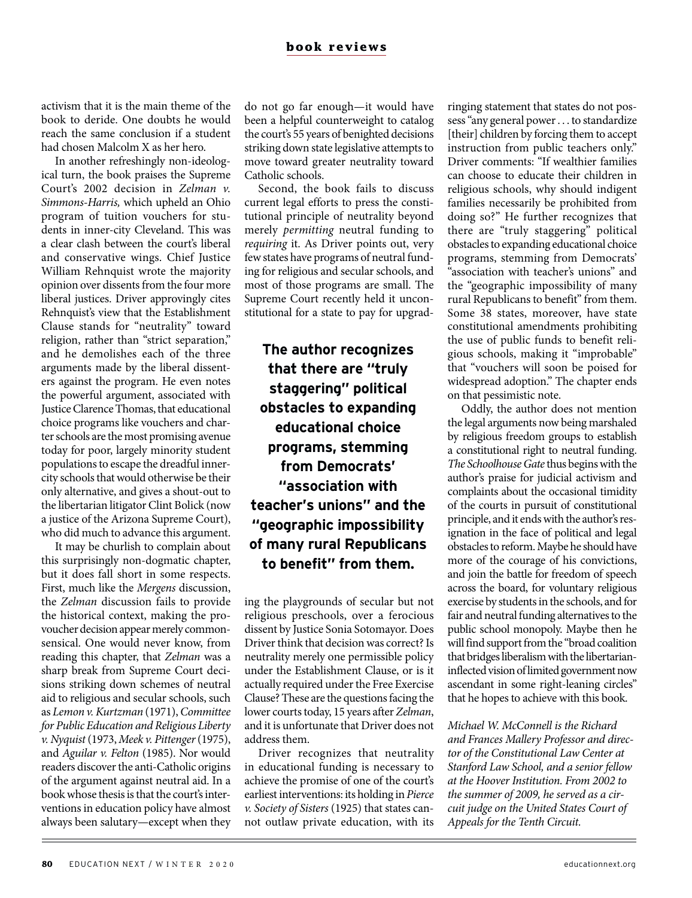activism that it is the main theme of the book to deride. One doubts he would reach the same conclusion if a student had chosen Malcolm X as her hero.

In another refreshingly non-ideological turn, the book praises the Supreme Court's 2002 decision in *Zelman v. Simmons-Harris,* which upheld an Ohio program of tuition vouchers for students in inner-city Cleveland. This was a clear clash between the court's liberal and conservative wings. Chief Justice William Rehnquist wrote the majority opinion over dissents from the four more liberal justices. Driver approvingly cites Rehnquist's view that the Establishment Clause stands for "neutrality" toward religion, rather than "strict separation," and he demolishes each of the three arguments made by the liberal dissenters against the program. He even notes the powerful argument, associated with Justice Clarence Thomas, that educational choice programs like vouchers and charter schools are the most promising avenue today for poor, largely minority student populations to escape the dreadful inner-city schools that would otherwise be their only alternative, and gives a shout-out to the libertarian litigator Clint Bolick (now a justice of the Arizona Supreme Court), who did much to advance this argument.

It may be churlish to complain about this surprisingly non-dogmatic chapter, but it does fall short in some respects. First, much like the *Mergens* discussion, the *Zelman* discussion fails to provide the historical context, making the pro-voucher decision appear merely commonsensical. One would never know, from reading this chapter, that *Zelman* was a sharp break from Supreme Court decisions striking down schemes of neutral aid to religious and secular schools, such as *Lemon v. Kurtzman* (1971), *Committee for Public Education and Religious Liberty v. Nyquist* (1973, *Meek v. Pittenger* (1975), and *Aguilar v. Felton* (1985). Nor would readers discover the anti-Catholic origins of the argument against neutral aid. In a book whose thesis is that the court's interventions in education policy have almost always been salutary—except when they do not go far enough—it would have been a helpful counterweight to catalog the court's 55 years of benighted decisions striking down state legislative attempts to move toward greater neutrality toward Catholic schools.

Second, the book fails to discuss current legal efforts to press the constitutional principle of neutrality beyond merely *permitting* neutral funding to *requiring* it. As Driver points out, very few states have programs of neutral funding for religious and secular schools, and most of those programs are small. The Supreme Court recently held it unconstitutional for a state to pay for upgrading the playgrounds of secular but not religious preschools, over a ferocious dissent by Justice Sonia Sotomayor. Does Driver think that decision was correct? Is neutrality merely one permissible policy under the Establishment Clause, or is it actually required under the Free Exercise Clause? These are the questions facing the lower courts today, 15 years after *Zelman*, and it is unfortunate that Driver does not address them.

**The author recognizes that there are "truly staggering" political obstacles to expanding educational choice programs, stemming from Democrats' "association with teacher's unions" and the "geographic impossibility of many rural Republicans to benefit" from them.**

Driver recognizes that neutrality in educational funding is necessary to achieve the promise of one of the court's earliest interventions: its holding in *Pierce v. Society of Sisters* (1925) that states cannot outlaw private education, with its ringing statement that states do not possess "any general power . . . to standardize [their] children by forcing them to accept instruction from public teachers only." Driver comments: "If wealthier families can choose to educate their children in religious schools, why should indigent families necessarily be prohibited from doing so?" He further recognizes that there are "truly staggering" political obstacles to expanding educational choice programs, stemming from Democrats' "association with teacher's unions" and the "geographic impossibility of many rural Republicans to benefit" from them. Some 38 states, moreover, have state constitutional amendments prohibiting the use of public funds to benefit religious schools, making it "improbable" that "vouchers will soon be poised for widespread adoption." The chapter ends on that pessimistic note.

Oddly, the author does not mention the legal arguments now being marshaled by religious freedom groups to establish a constitutional right to neutral funding. *The Schoolhouse Gate* thus begins with the author's praise for judicial activism and complaints about the occasional timidity of the courts in pursuit of constitutional principle, and it ends with the author's resignation in the face of political and legal obstacles to reform. Maybe he should have more of the courage of his convictions, and join the battle for freedom of speech across the board, for voluntary religious exercise by students in the schools, and for fair and neutral funding alternatives to the public school monopoly. Maybe then he will find support from the "broad coalition that bridges liberalism with the libertarian-inflected vision of limited government now ascendant in some right-leaning circles" that he hopes to achieve with this book.

*Michael W. McConnell is the Richard and Frances Mallery Professor and director of the Constitutional Law Center at Stanford Law School, and a senior fellow at the Hoover Institution. From 2002 to the summer of 2009, he served as a circuit judge on the United States Court of Appeals for the Tenth Circuit.*